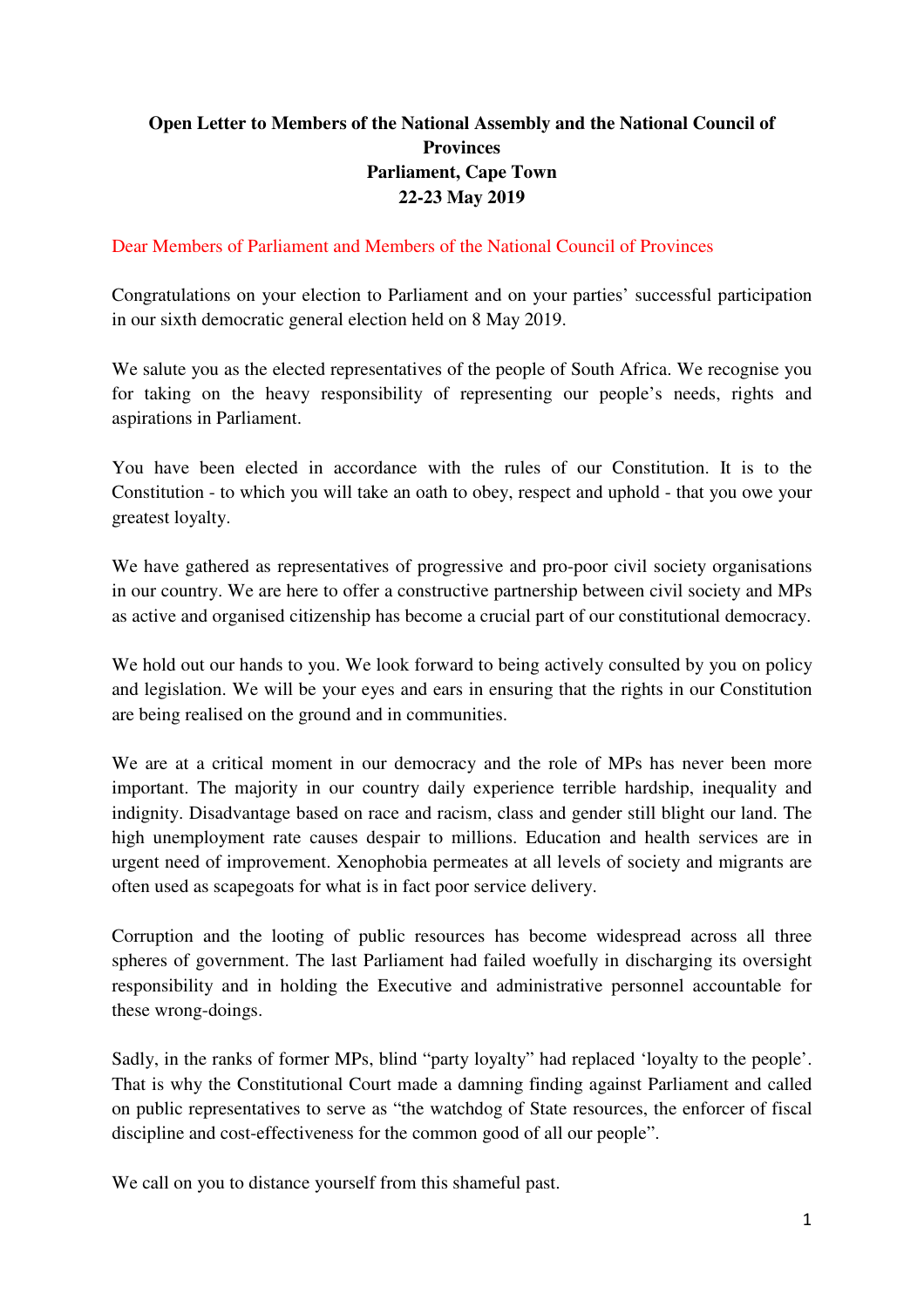**Open Letter to Members of the National Assembly and the National Council of Provinces**
**Parliament, Cape Town**
**22-23 May 2019**

Dear Members of Parliament and Members of the National Council of Provinces

Congratulations on your election to Parliament and on your parties' successful participation in our sixth democratic general election held on 8 May 2019.

We salute you as the elected representatives of the people of South Africa. We recognise you for taking on the heavy responsibility of representing our people's needs, rights and aspirations in Parliament.

You have been elected in accordance with the rules of our Constitution. It is to the Constitution - to which you will take an oath to obey, respect and uphold - that you owe your greatest loyalty.

We have gathered as representatives of progressive and pro-poor civil society organisations in our country. We are here to offer a constructive partnership between civil society and MPs as active and organised citizenship has become a crucial part of our constitutional democracy.

We hold out our hands to you. We look forward to being actively consulted by you on policy and legislation. We will be your eyes and ears in ensuring that the rights in our Constitution are being realised on the ground and in communities.

We are at a critical moment in our democracy and the role of MPs has never been more important. The majority in our country daily experience terrible hardship, inequality and indignity. Disadvantage based on race and racism, class and gender still blight our land. The high unemployment rate causes despair to millions. Education and health services are in urgent need of improvement. Xenophobia permeates at all levels of society and migrants are often used as scapegoats for what is in fact poor service delivery.

Corruption and the looting of public resources has become widespread across all three spheres of government. The last Parliament had failed woefully in discharging its oversight responsibility and in holding the Executive and administrative personnel accountable for these wrong-doings.

Sadly, in the ranks of former MPs, blind "party loyalty" had replaced 'loyalty to the people'. That is why the Constitutional Court made a damning finding against Parliament and called on public representatives to serve as "the watchdog of State resources, the enforcer of fiscal discipline and cost-effectiveness for the common good of all our people".

We call on you to distance yourself from this shameful past.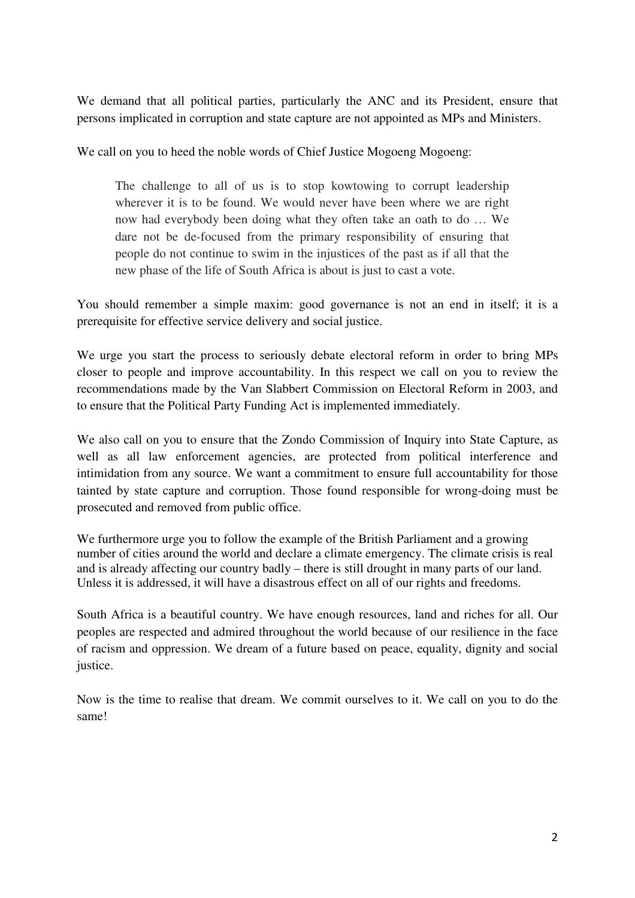We demand that all political parties, particularly the ANC and its President, ensure that persons implicated in corruption and state capture are not appointed as MPs and Ministers.

We call on you to heed the noble words of Chief Justice Mogoeng Mogoeng:

> The challenge to all of us is to stop kowtowing to corrupt leadership wherever it is to be found. We would never have been where we are right now had everybody been doing what they often take an oath to do … We dare not be de-focused from the primary responsibility of ensuring that people do not continue to swim in the injustices of the past as if all that the new phase of the life of South Africa is about is just to cast a vote.

You should remember a simple maxim: good governance is not an end in itself; it is a prerequisite for effective service delivery and social justice.

We urge you start the process to seriously debate electoral reform in order to bring MPs closer to people and improve accountability. In this respect we call on you to review the recommendations made by the Van Slabbert Commission on Electoral Reform in 2003, and to ensure that the Political Party Funding Act is implemented immediately.

We also call on you to ensure that the Zondo Commission of Inquiry into State Capture, as well as all law enforcement agencies, are protected from political interference and intimidation from any source. We want a commitment to ensure full accountability for those tainted by state capture and corruption. Those found responsible for wrong-doing must be prosecuted and removed from public office.

We furthermore urge you to follow the example of the British Parliament and a growing number of cities around the world and declare a climate emergency. The climate crisis is real and is already affecting our country badly – there is still drought in many parts of our land. Unless it is addressed, it will have a disastrous effect on all of our rights and freedoms.

South Africa is a beautiful country. We have enough resources, land and riches for all. Our peoples are respected and admired throughout the world because of our resilience in the face of racism and oppression. We dream of a future based on peace, equality, dignity and social justice.

Now is the time to realise that dream. We commit ourselves to it. We call on you to do the same!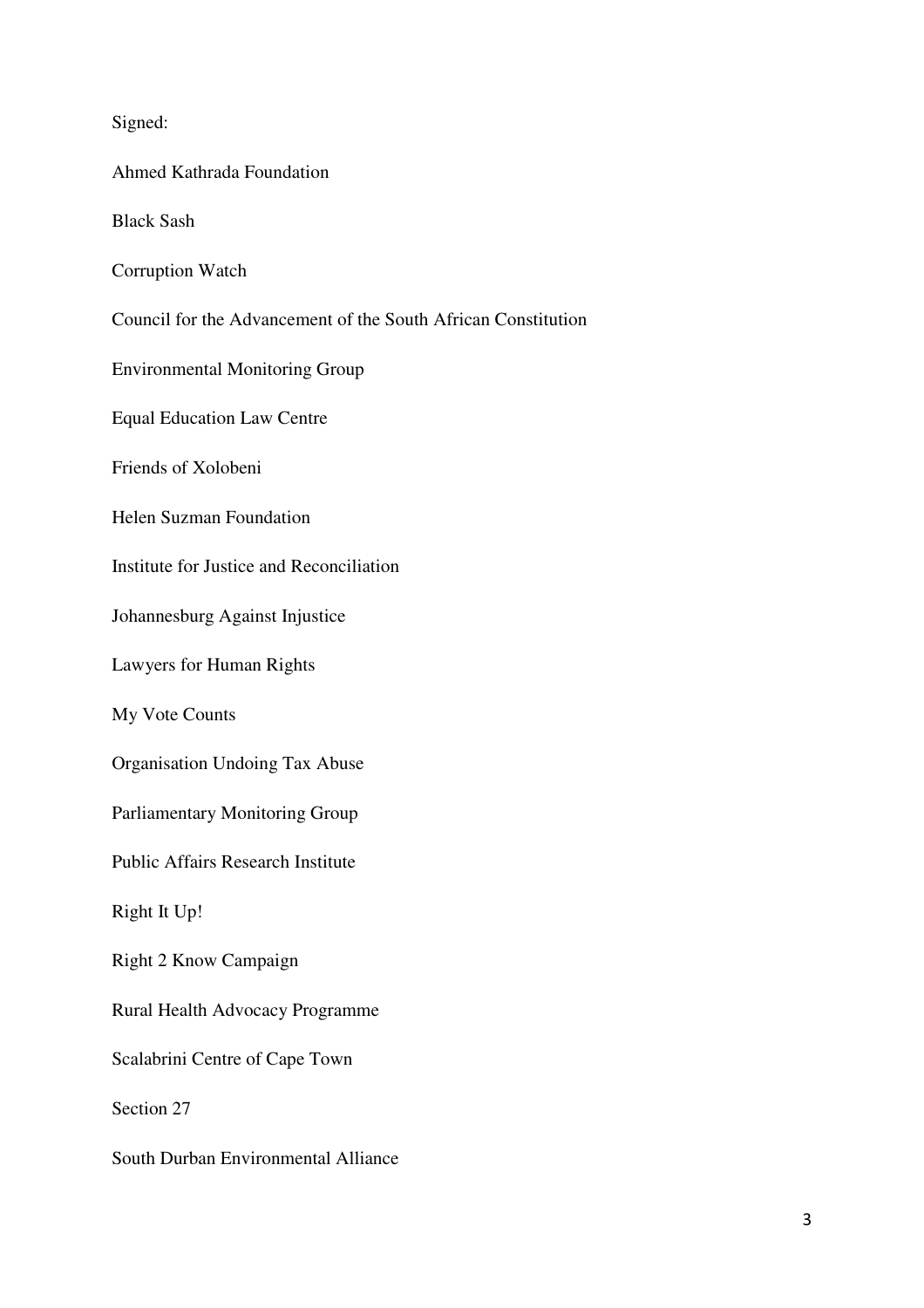Signed:

Ahmed Kathrada Foundation

Black Sash

Corruption Watch

Council for the Advancement of the South African Constitution

Environmental Monitoring Group

Equal Education Law Centre

Friends of Xolobeni

Helen Suzman Foundation

Institute for Justice and Reconciliation

Johannesburg Against Injustice

Lawyers for Human Rights

My Vote Counts

Organisation Undoing Tax Abuse

Parliamentary Monitoring Group

Public Affairs Research Institute

Right It Up!

Right 2 Know Campaign

Rural Health Advocacy Programme

Scalabrini Centre of Cape Town

Section 27

South Durban Environmental Alliance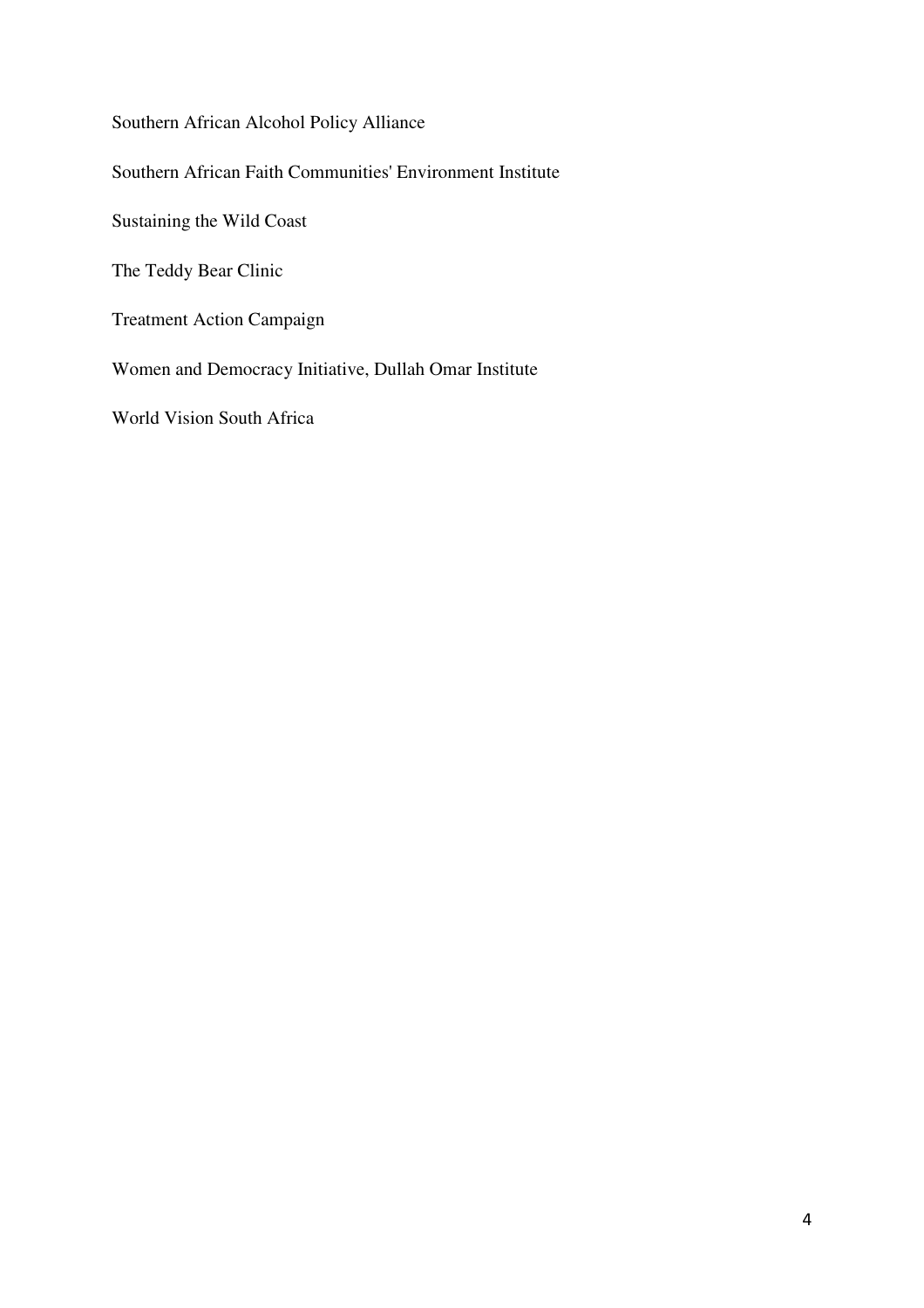Southern African Alcohol Policy Alliance

Southern African Faith Communities' Environment Institute

Sustaining the Wild Coast

The Teddy Bear Clinic

Treatment Action Campaign

Women and Democracy Initiative, Dullah Omar Institute

World Vision South Africa